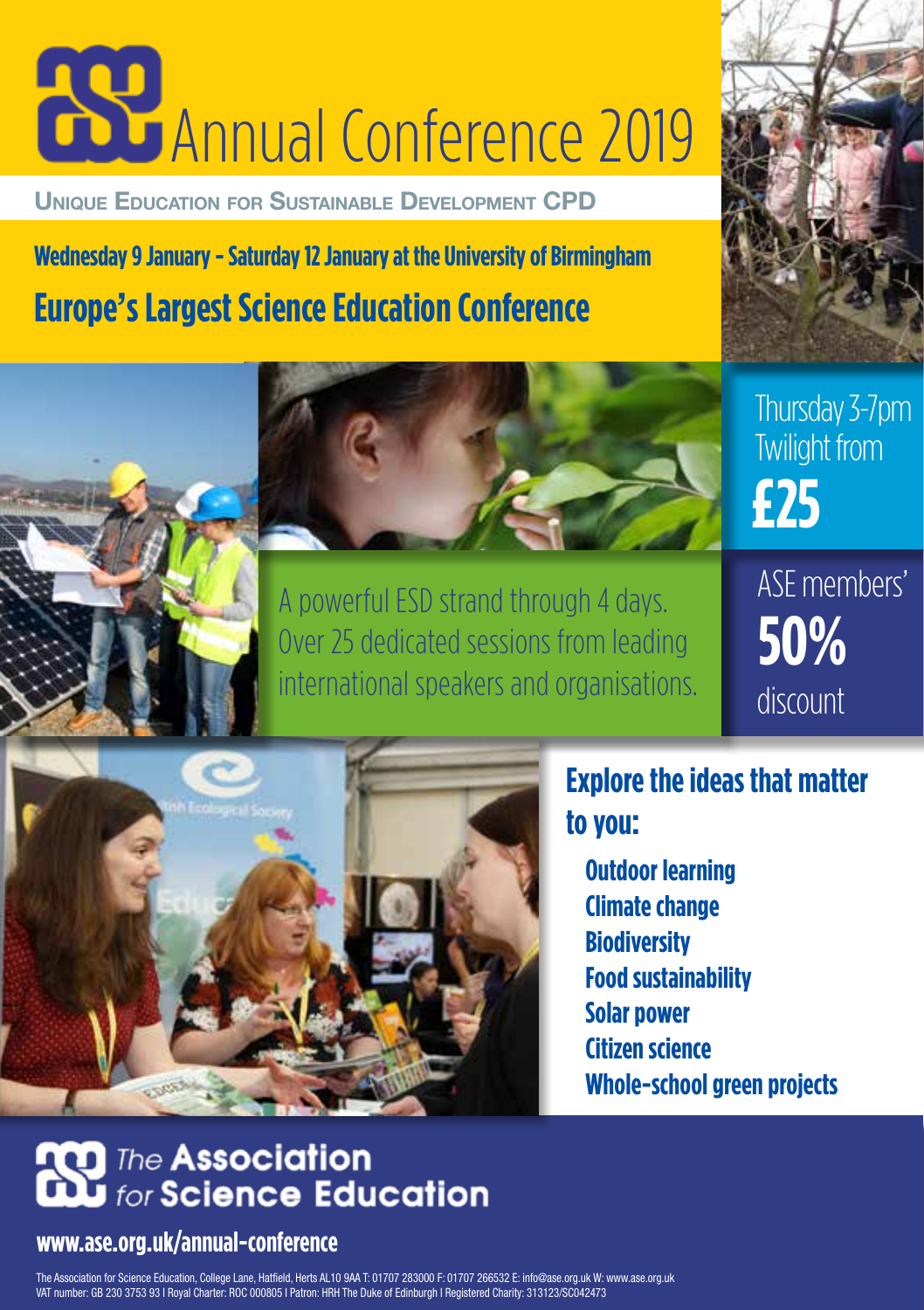# ASE Annual Conference 2019

**UNIQUE EDUCATION FOR SUSTAINABLE DEVELOPMENT CPD**

**Wednesday 9 January – Saturday 12 January at the University of Birmingham**

## Europe's Largest Science Education Conference

Thursday 3-7pm Twilight from **£25**

ASE members' **50%** discount

A powerful ESD strand through 4 days. Over 25 dedicated sessions from leading international speakers and organisations.

### Explore the ideas that matter to you:

- **Outdoor learning**
- **Climate change**
- **Biodiversity**
- **Food sustainability**
- **Solar power**
- **Citizen science**
- **Whole-school green projects**

**The Association for Science Education**

**www.ase.org.uk/annual-conference**

The Association for Science Education, College Lane, Hatfield, Herts AL10 9AA T: 01707 283000 F: 01707 266532 E: info@ase.org.uk W: www.ase.org.uk
VAT number: GB 230 3753 93 I Royal Charter: ROC 000805 I Patron: HRH The Duke of Edinburgh I Registered Charity: 313123/SC042473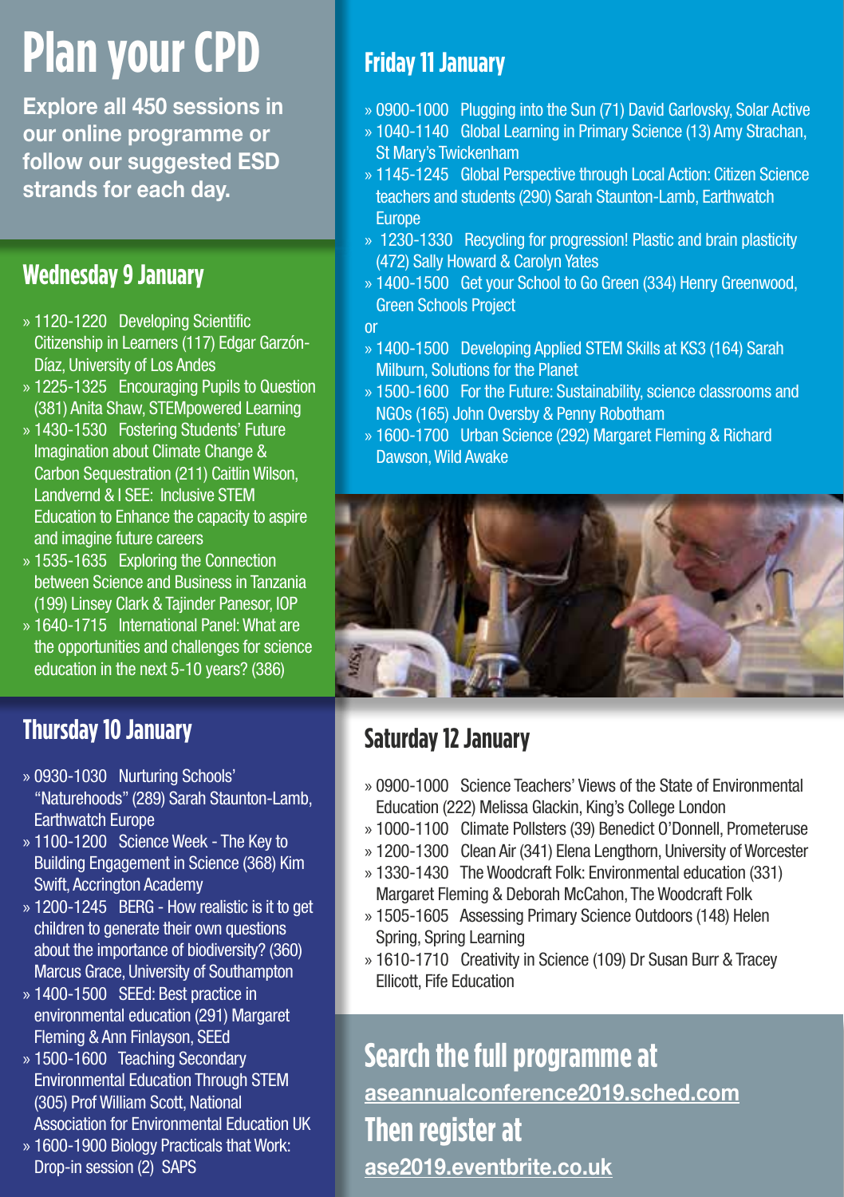# Plan your CPD

**Explore all 450 sessions in our online programme or follow our suggested ESD strands for each day.**

## Wednesday 9 January

- 1120-1220 Developing Scientific Citizenship in Learners (117) Edgar Garzón-Díaz, University of Los Andes
- 1225-1325 Encouraging Pupils to Question (381) Anita Shaw, STEMpowered Learning
- 1430-1530 Fostering Students' Future Imagination about Climate Change & Carbon Sequestration (211) Caitlin Wilson, Landvernd & I SEE: Inclusive STEM Education to Enhance the capacity to aspire and imagine future careers
- 1535-1635 Exploring the Connection between Science and Business in Tanzania (199) Linsey Clark & Tajinder Panesor, IOP
- 1640-1715 International Panel: What are the opportunities and challenges for science education in the next 5-10 years? (386)

## Thursday 10 January

- 0930-1030 Nurturing Schools' "Naturehoods" (289) Sarah Staunton-Lamb, Earthwatch Europe
- 1100-1200 Science Week - The Key to Building Engagement in Science (368) Kim Swift, Accrington Academy
- 1200-1245 BERG - How realistic is it to get children to generate their own questions about the importance of biodiversity? (360) Marcus Grace, University of Southampton
- 1400-1500 SEEd: Best practice in environmental education (291) Margaret Fleming & Ann Finlayson, SEEd
- 1500-1600 Teaching Secondary Environmental Education Through STEM (305) Prof William Scott, National Association for Environmental Education UK
- 1600-1900 Biology Practicals that Work: Drop-in session (2) SAPS

## Friday 11 January

- 0900-1000 Plugging into the Sun (71) David Garlovsky, Solar Active
- 1040-1140 Global Learning in Primary Science (13) Amy Strachan, St Mary's Twickenham
- 1145-1245 Global Perspective through Local Action: Citizen Science teachers and students (290) Sarah Staunton-Lamb, Earthwatch Europe
- 1230-1330 Recycling for progression! Plastic and brain plasticity (472) Sally Howard & Carolyn Yates
- 1400-1500 Get your School to Go Green (334) Henry Greenwood, Green Schools Project

or

- 1400-1500 Developing Applied STEM Skills at KS3 (164) Sarah Milburn, Solutions for the Planet
- 1500-1600 For the Future: Sustainability, science classrooms and NGOs (165) John Oversby & Penny Robotham
- 1600-1700 Urban Science (292) Margaret Fleming & Richard Dawson, Wild Awake

## Saturday 12 January

- 0900-1000 Science Teachers' Views of the State of Environmental Education (222) Melissa Glackin, King's College London
- 1000-1100 Climate Pollsters (39) Benedict O'Donnell, Prometeruse
- 1200-1300 Clean Air (341) Elena Lengthorn, University of Worcester
- 1330-1430 The Woodcraft Folk: Environmental education (331) Margaret Fleming & Deborah McCahon, The Woodcraft Folk
- 1505-1605 Assessing Primary Science Outdoors (148) Helen Spring, Spring Learning
- 1610-1710 Creativity in Science (109) Dr Susan Burr & Tracey Ellicott, Fife Education

## Search the full programme at

**aseannualconference2019.sched.com**

## Then register at

**ase2019.eventbrite.co.uk**